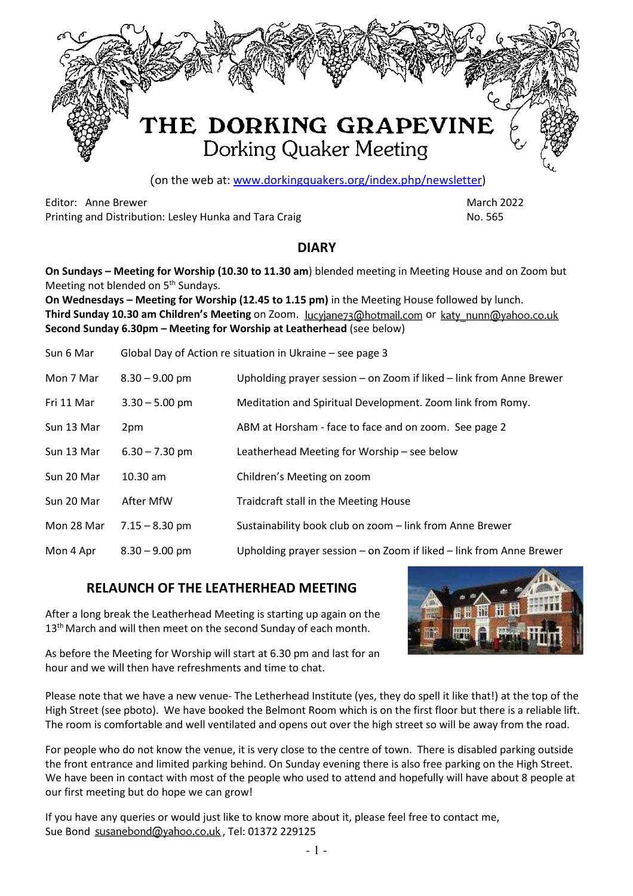# THE DORKING GRAPEVINE

## Dorking Quaker Meeting

(on the web at: www.dorkingquakers.org/index.php/newsletter)

Editor: Anne Brewer
Printing and Distribution: Lesley Hunka and Tara Craig

March 2022
No. 565

## DIARY

**On Sundays – Meeting for Worship (10.30 to 11.30 am**) blended meeting in Meeting House and on Zoom but Meeting not blended on 5th Sundays.
**On Wednesdays – Meeting for Worship (12.45 to 1.15 pm)** in the Meeting House followed by lunch.
**Third Sunday 10.30 am Children's Meeting** on Zoom. lucyjane73@hotmail.com or katy_nunn@yahoo.co.uk
**Second Sunday 6.30pm – Meeting for Worship at Leatherhead** (see below)

| | | |
|---|---|---|
| Sun 6 Mar | Global Day of Action re situation in Ukraine – see page 3 | |
| Mon 7 Mar | 8.30 – 9.00 pm | Upholding prayer session – on Zoom if liked – link from Anne Brewer |
| Fri 11 Mar | 3.30 – 5.00 pm | Meditation and Spiritual Development. Zoom link from Romy. |
| Sun 13 Mar | 2pm | ABM at Horsham - face to face and on zoom. See page 2 |
| Sun 13 Mar | 6.30 – 7.30 pm | Leatherhead Meeting for Worship – see below |
| Sun 20 Mar | 10.30 am | Children's Meeting on zoom |
| Sun 20 Mar | After MfW | Traidcraft stall in the Meeting House |
| Mon 28 Mar | 7.15 – 8.30 pm | Sustainability book club on zoom – link from Anne Brewer |
| Mon 4 Apr | 8.30 – 9.00 pm | Upholding prayer session – on Zoom if liked – link from Anne Brewer |

## RELAUNCH OF THE LEATHERHEAD MEETING

After a long break the Leatherhead Meeting is starting up again on the 13th March and will then meet on the second Sunday of each month.

As before the Meeting for Worship will start at 6.30 pm and last for an hour and we will then have refreshments and time to chat.

Please note that we have a new venue- The Letherhead Institute (yes, they do spell it like that!) at the top of the High Street (see pboto). We have booked the Belmont Room which is on the first floor but there is a reliable lift. The room is comfortable and well ventilated and opens out over the high street so will be away from the road.

For people who do not know the venue, it is very close to the centre of town. There is disabled parking outside the front entrance and limited parking behind. On Sunday evening there is also free parking on the High Street. We have been in contact with most of the people who used to attend and hopefully will have about 8 people at our first meeting but do hope we can grow!

If you have any queries or would just like to know more about it, please feel free to contact me,
Sue Bond susanebond@yahoo.co.uk , Tel: 01372 229125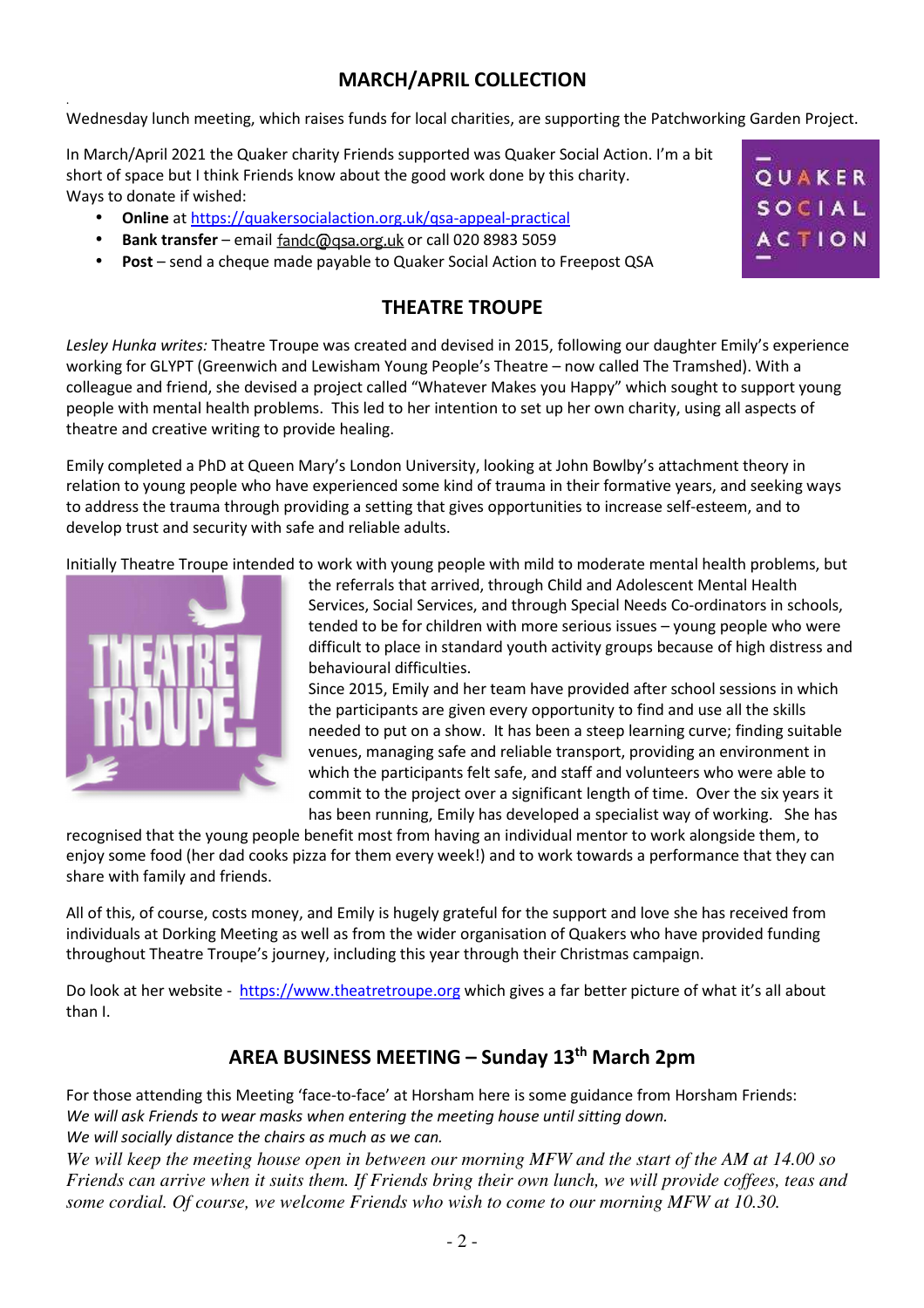## MARCH/APRIL COLLECTION

Wednesday lunch meeting, which raises funds for local charities, are supporting the Patchworking Garden Project.

In March/April 2021 the Quaker charity Friends supported was Quaker Social Action. I'm a bit short of space but I think Friends know about the good work done by this charity.
Ways to donate if wished:

- **Online** at https://quakersocialaction.org.uk/qsa-appeal-practical
- **Bank transfer** – email fandc@qsa.org.uk or call 020 8983 5059
- **Post** – send a cheque made payable to Quaker Social Action to Freepost QSA

## THEATRE TROUPE

*Lesley Hunka writes:* Theatre Troupe was created and devised in 2015, following our daughter Emily's experience working for GLYPT (Greenwich and Lewisham Young People's Theatre – now called The Tramshed). With a colleague and friend, she devised a project called "Whatever Makes you Happy" which sought to support young people with mental health problems. This led to her intention to set up her own charity, using all aspects of theatre and creative writing to provide healing.

Emily completed a PhD at Queen Mary's London University, looking at John Bowlby's attachment theory in relation to young people who have experienced some kind of trauma in their formative years, and seeking ways to address the trauma through providing a setting that gives opportunities to increase self-esteem, and to develop trust and security with safe and reliable adults.

Initially Theatre Troupe intended to work with young people with mild to moderate mental health problems, but the referrals that arrived, through Child and Adolescent Mental Health Services, Social Services, and through Special Needs Co-ordinators in schools, tended to be for children with more serious issues – young people who were difficult to place in standard youth activity groups because of high distress and behavioural difficulties.

Since 2015, Emily and her team have provided after school sessions in which the participants are given every opportunity to find and use all the skills needed to put on a show. It has been a steep learning curve; finding suitable venues, managing safe and reliable transport, providing an environment in which the participants felt safe, and staff and volunteers who were able to commit to the project over a significant length of time. Over the six years it has been running, Emily has developed a specialist way of working. She has recognised that the young people benefit most from having an individual mentor to work alongside them, to enjoy some food (her dad cooks pizza for them every week!) and to work towards a performance that they can share with family and friends.

All of this, of course, costs money, and Emily is hugely grateful for the support and love she has received from individuals at Dorking Meeting as well as from the wider organisation of Quakers who have provided funding throughout Theatre Troupe's journey, including this year through their Christmas campaign.

Do look at her website - https://www.theatretroupe.org which gives a far better picture of what it's all about than I.

## AREA BUSINESS MEETING – Sunday 13th March 2pm

For those attending this Meeting 'face-to-face' at Horsham here is some guidance from Horsham Friends:
*We will ask Friends to wear masks when entering the meeting house until sitting down.*
*We will socially distance the chairs as much as we can.*
*We will keep the meeting house open in between our morning MFW and the start of the AM at 14.00 so Friends can arrive when it suits them. If Friends bring their own lunch, we will provide coffees, teas and some cordial. Of course, we welcome Friends who wish to come to our morning MFW at 10.30.*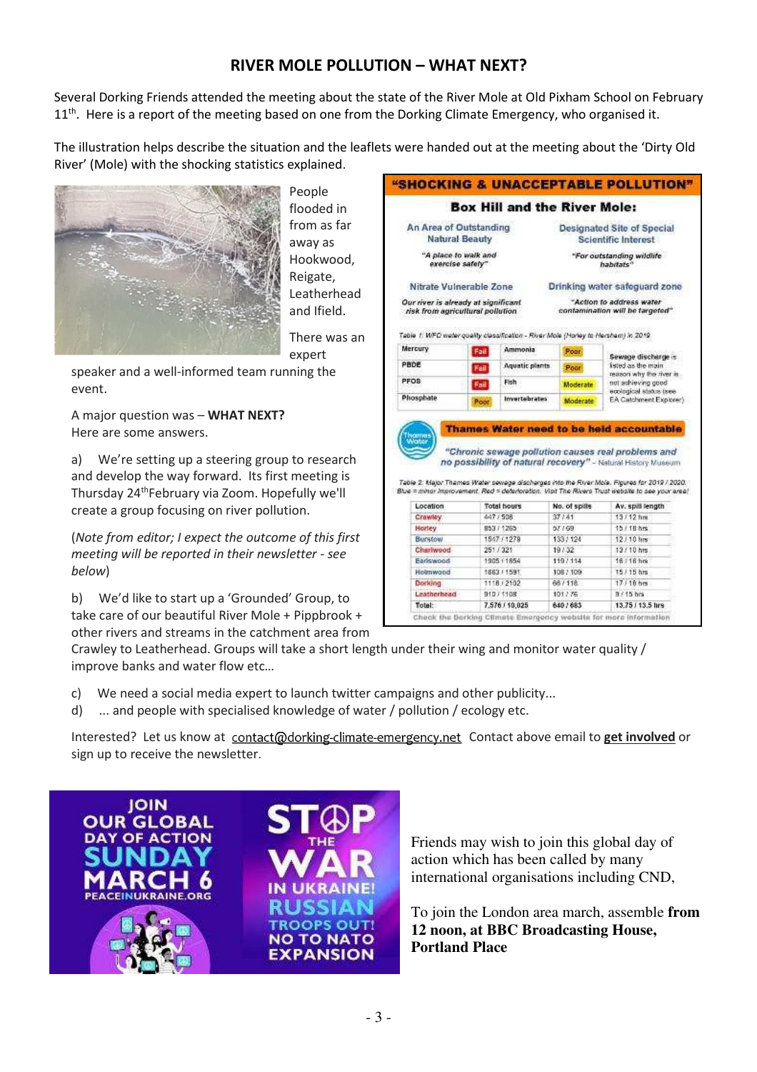## RIVER MOLE POLLUTION – WHAT NEXT?

Several Dorking Friends attended the meeting about the state of the River Mole at Old Pixham School on February 11th. Here is a report of the meeting based on one from the Dorking Climate Emergency, who organised it.

The illustration helps describe the situation and the leaflets were handed out at the meeting about the 'Dirty Old River' (Mole) with the shocking statistics explained.

People flooded in from as far away as Hookwood, Reigate, Leatherhead and Ifield.

There was an expert speaker and a well-informed team running the event.

A major question was – **WHAT NEXT?**
Here are some answers.

a) We're setting up a steering group to research and develop the way forward. Its first meeting is Thursday 24th February via Zoom. Hopefully we'll create a group focusing on river pollution.

(*Note from editor; I expect the outcome of this first meeting will be reported in their newsletter - see below*)

b) We'd like to start up a 'Grounded' Group, to take care of our beautiful River Mole + Pippbrook + other rivers and streams in the catchment area from Crawley to Leatherhead. Groups will take a short length under their wing and monitor water quality / improve banks and water flow etc…

**"SHOCKING & UNACCEPTABLE POLLUTION"**

**Box Hill and the River Mole:**

| An Area of Outstanding Natural Beauty | Designated Site of Special Scientific Interest |
|---|---|
| *"A place to walk and exercise safely"* | *"For outstanding wildlife habitats"* |
| Nitrate Vulnerable Zone | Drinking water safeguard zone |
| *Our river is already at significant risk from agricultural pollution* | *"Action to address water contamination will be targeted"* |

*Table 1: WFD water quality classification - River Mole (Horley to Hersham) in 2019*

| | | | | |
|---|---|---|---|---|
| Mercury | Fail | Ammonia | Poor | Sewage discharge is listed as the main reason why the river is not achieving good ecological status (see EA Catchment Explorer) |
| PBDE | Fail | Aquatic plants | Poor | |
| PFOS | Fail | Fish | Moderate | |
| Phosphate | Poor | Invertebrates | Moderate | |

**Thames Water need to be held accountable**

*"Chronic sewage pollution causes real problems and no possibility of natural recovery"* – Natural History Museum

*Table 2: Major Thames Water sewage discharges into the River Mole. Figures for 2019 / 2020. Blue = minor improvement. Red = deterioration. Visit The Rivers Trust website to see your area!*

| Location | Total hours | No. of spills | Av. spill length |
|---|---|---|---|
| Crawley | 447 / 508 | 37 / 41 | 13 / 12 hrs |
| Horley | 853 / 1265 | 57 / 69 | 15 / 18 hrs |
| Burstow | 1547 / 1278 | 133 / 124 | 12 / 10 hrs |
| Charlwood | 251 / 321 | 19 / 32 | 13 / 10 hrs |
| Earlswood | 1905 / 1854 | 119 / 114 | 16 / 16 hrs |
| Holmwood | 1683 / 1591 | 108 / 109 | 15 / 15 hrs |
| Dorking | 1118 / 2102 | 66 / 118 | 17 / 18 hrs |
| Leatherhead | 910 / 1108 | 101 / 76 | 9 / 15 hrs |
| **Total:** | **7,576 / 10,025** | **640 / 683** | **13.75 / 13.5 hrs** |

Check the Dorking Climate Emergency website for more information

c) We need a social media expert to launch twitter campaigns and other publicity...
d) ... and people with specialised knowledge of water / pollution / ecology etc.

Interested? Let us know at contact@dorking-climate-emergency.net Contact above email to **get involved** or sign up to receive the newsletter.

JOIN OUR GLOBAL DAY OF ACTION SUNDAY MARCH 6 PEACEINUKRAINE.ORG

STOP THE WAR IN UKRAINE! RUSSIAN TROOPS OUT! NO TO NATO EXPANSION

Friends may wish to join this global day of action which has been called by many international organisations including CND,

To join the London area march, assemble **from 12 noon, at BBC Broadcasting House, Portland Place**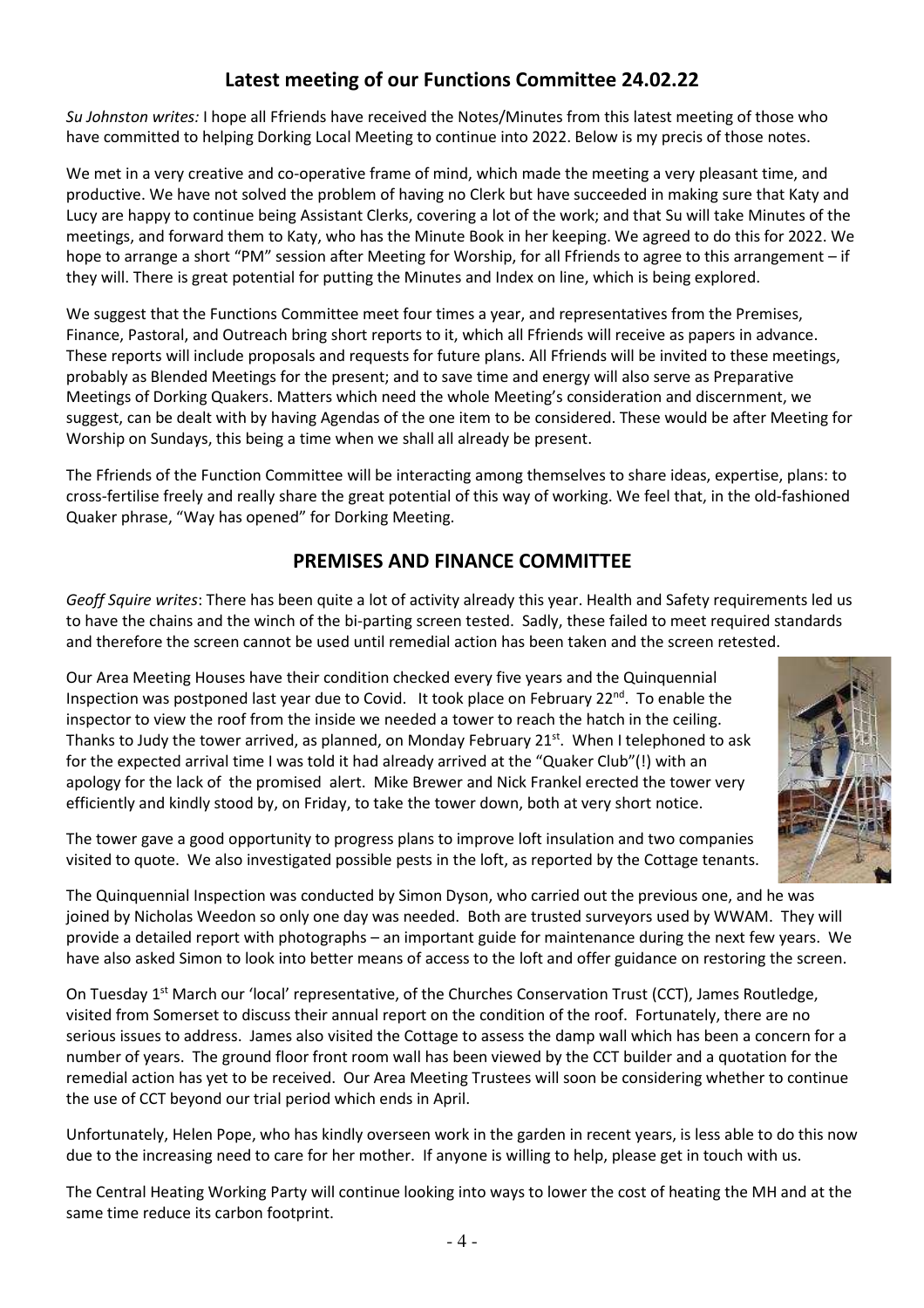## Latest meeting of our Functions Committee 24.02.22

*Su Johnston writes:* I hope all Ffriends have received the Notes/Minutes from this latest meeting of those who have committed to helping Dorking Local Meeting to continue into 2022. Below is my precis of those notes.

We met in a very creative and co-operative frame of mind, which made the meeting a very pleasant time, and productive. We have not solved the problem of having no Clerk but have succeeded in making sure that Katy and Lucy are happy to continue being Assistant Clerks, covering a lot of the work; and that Su will take Minutes of the meetings, and forward them to Katy, who has the Minute Book in her keeping. We agreed to do this for 2022. We hope to arrange a short "PM" session after Meeting for Worship, for all Ffriends to agree to this arrangement – if they will. There is great potential for putting the Minutes and Index on line, which is being explored.

We suggest that the Functions Committee meet four times a year, and representatives from the Premises, Finance, Pastoral, and Outreach bring short reports to it, which all Ffriends will receive as papers in advance. These reports will include proposals and requests for future plans. All Ffriends will be invited to these meetings, probably as Blended Meetings for the present; and to save time and energy will also serve as Preparative Meetings of Dorking Quakers. Matters which need the whole Meeting's consideration and discernment, we suggest, can be dealt with by having Agendas of the one item to be considered. These would be after Meeting for Worship on Sundays, this being a time when we shall all already be present.

The Ffriends of the Function Committee will be interacting among themselves to share ideas, expertise, plans: to cross-fertilise freely and really share the great potential of this way of working. We feel that, in the old-fashioned Quaker phrase, "Way has opened" for Dorking Meeting.

## PREMISES AND FINANCE COMMITTEE

*Geoff Squire writes*: There has been quite a lot of activity already this year. Health and Safety requirements led us to have the chains and the winch of the bi-parting screen tested. Sadly, these failed to meet required standards and therefore the screen cannot be used until remedial action has been taken and the screen retested.

Our Area Meeting Houses have their condition checked every five years and the Quinquennial Inspection was postponed last year due to Covid. It took place on February 22nd. To enable the inspector to view the roof from the inside we needed a tower to reach the hatch in the ceiling. Thanks to Judy the tower arrived, as planned, on Monday February 21st. When I telephoned to ask for the expected arrival time I was told it had already arrived at the "Quaker Club"(!) with an apology for the lack of the promised alert. Mike Brewer and Nick Frankel erected the tower very efficiently and kindly stood by, on Friday, to take the tower down, both at very short notice.

The tower gave a good opportunity to progress plans to improve loft insulation and two companies visited to quote. We also investigated possible pests in the loft, as reported by the Cottage tenants.

The Quinquennial Inspection was conducted by Simon Dyson, who carried out the previous one, and he was joined by Nicholas Weedon so only one day was needed. Both are trusted surveyors used by WWAM. They will provide a detailed report with photographs – an important guide for maintenance during the next few years. We have also asked Simon to look into better means of access to the loft and offer guidance on restoring the screen.

On Tuesday 1st March our 'local' representative, of the Churches Conservation Trust (CCT), James Routledge, visited from Somerset to discuss their annual report on the condition of the roof. Fortunately, there are no serious issues to address. James also visited the Cottage to assess the damp wall which has been a concern for a number of years. The ground floor front room wall has been viewed by the CCT builder and a quotation for the remedial action has yet to be received. Our Area Meeting Trustees will soon be considering whether to continue the use of CCT beyond our trial period which ends in April.

Unfortunately, Helen Pope, who has kindly overseen work in the garden in recent years, is less able to do this now due to the increasing need to care for her mother. If anyone is willing to help, please get in touch with us.

The Central Heating Working Party will continue looking into ways to lower the cost of heating the MH and at the same time reduce its carbon footprint.